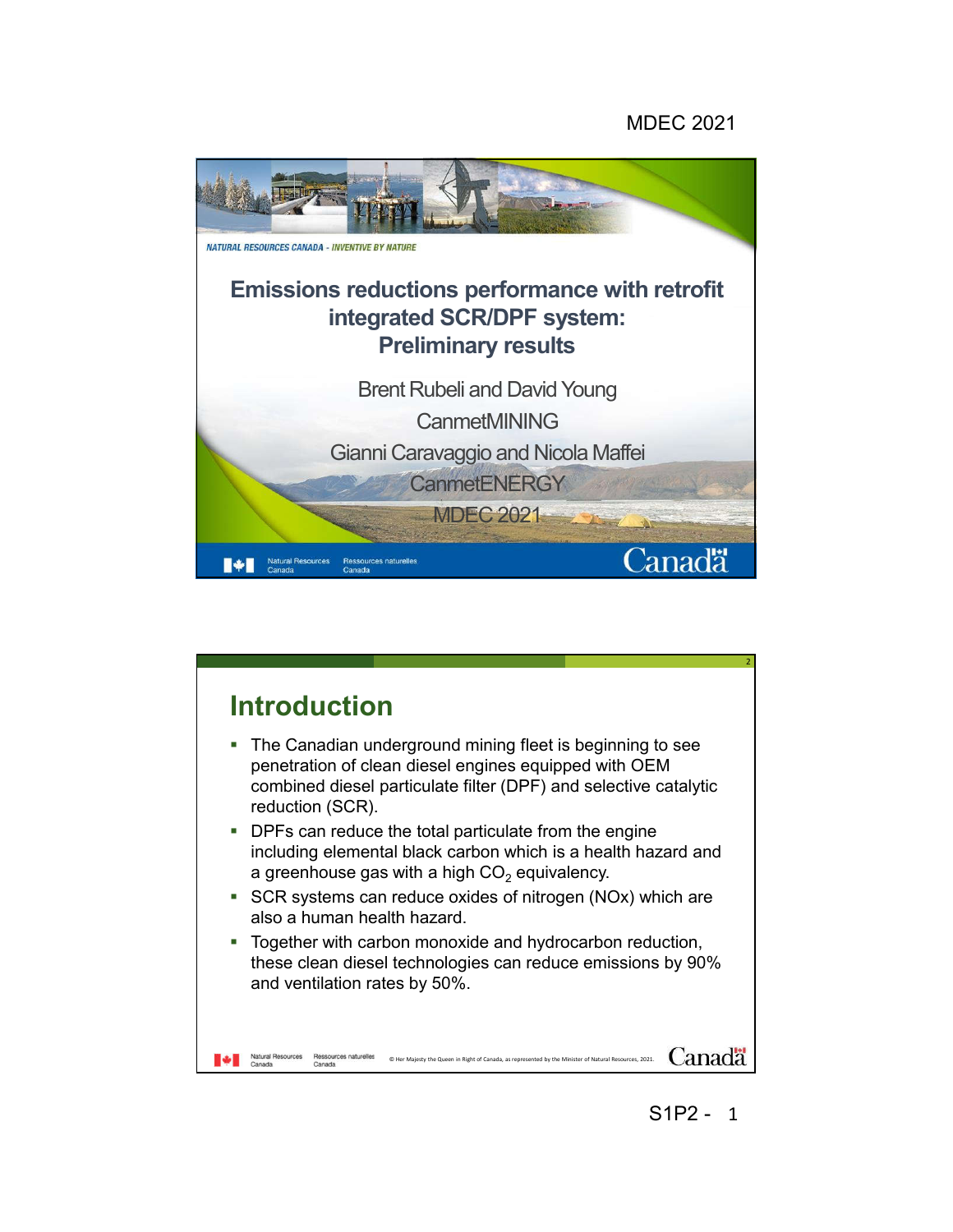# Emissions reductions performance with retrofit integrated SCR/DPF system: Preliminary results

NATURAL RESOURCES CANADA - INVENTIVE BY NATURE

Brent Rubeli and David Young

CanmetMINING

Gianni Caravaggio and Nicola Maffei

CanmetENERGY

MDEC 2021

## Introduction

- The Canadian underground mining fleet is beginning to see penetration of clean diesel engines equipped with OEM combined diesel particulate filter (DPF) and selective catalytic reduction (SCR).
- DPFs can reduce the total particulate from the engine including elemental black carbon which is a health hazard and a greenhouse gas with a high $CO_2$ equivalency.
- SCR systems can reduce oxides of nitrogen (NOx) which are also a human health hazard.
- Together with carbon monoxide and hydrocarbon reduction, these clean diesel technologies can reduce emissions by 90% and ventilation rates by 50%.

© Her Majesty the Queen in Right of Canada, as represented by the Minister of Natural Resources, 2021.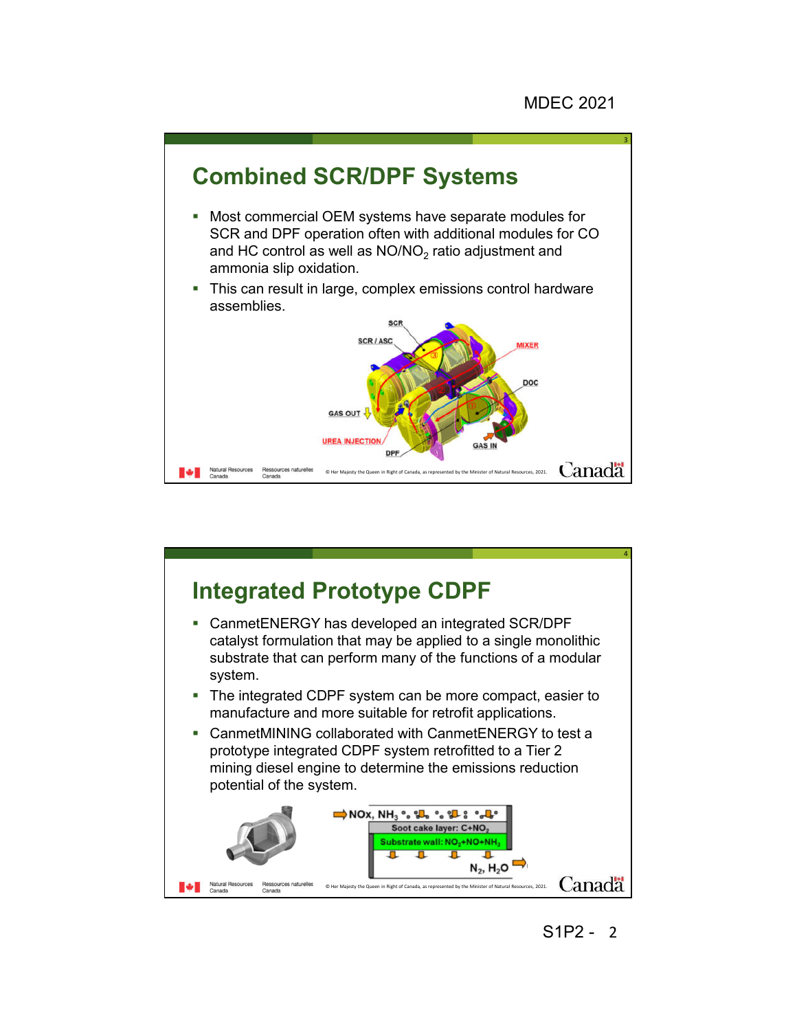## Combined SCR/DPF Systems

- Most commercial OEM systems have separate modules for SCR and DPF operation often with additional modules for CO and HC control as well as $NO/NO_2$ ratio adjustment and ammonia slip oxidation.
- This can result in large, complex emissions control hardware assemblies.

## Integrated Prototype CDPF

- CanmetENERGY has developed an integrated SCR/DPF catalyst formulation that may be applied to a single monolithic substrate that can perform many of the functions of a modular system.
- The integrated CDPF system can be more compact, easier to manufacture and more suitable for retrofit applications.
- CanmetMINING collaborated with CanmetENERGY to test a prototype integrated CDPF system retrofitted to a Tier 2 mining diesel engine to determine the emissions reduction potential of the system.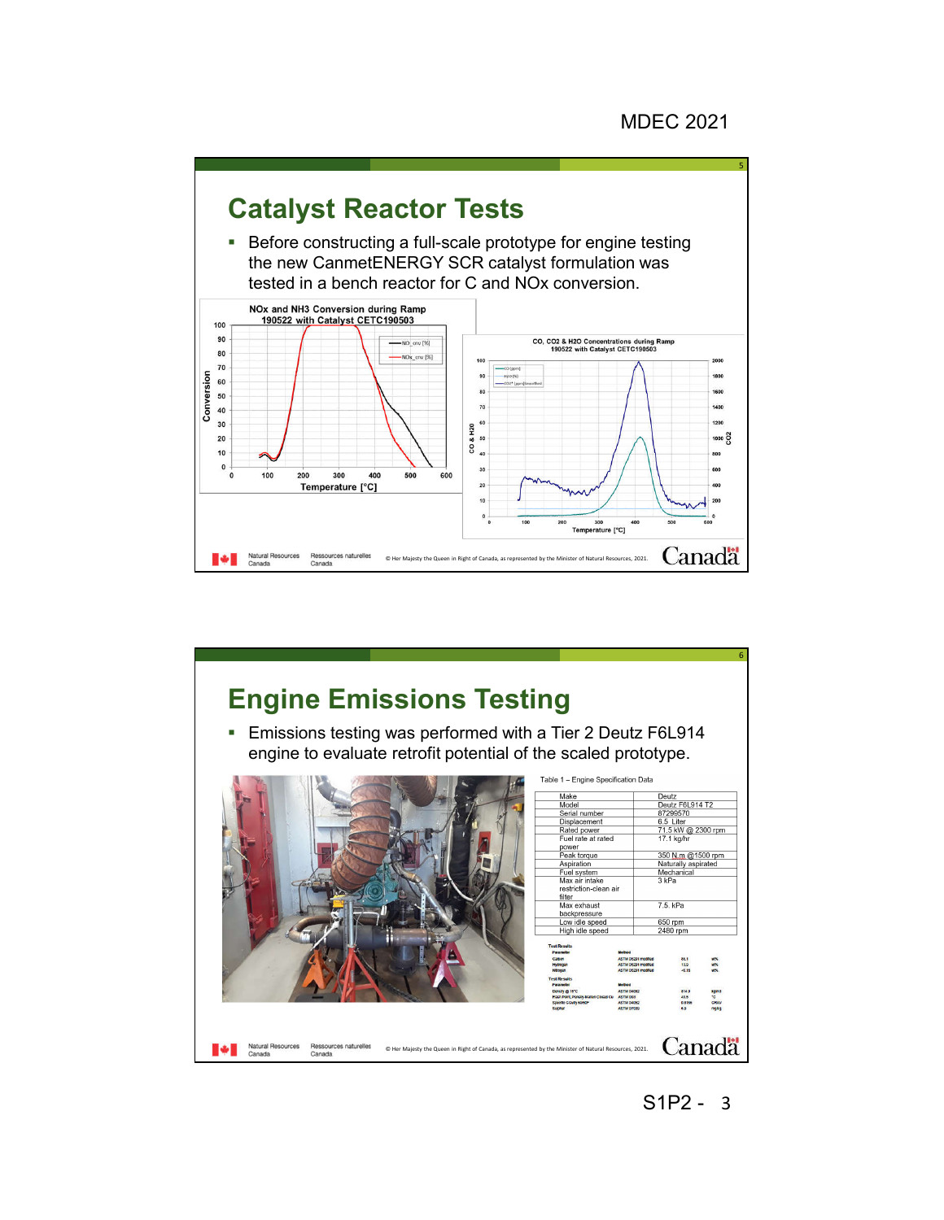## Catalyst Reactor Tests

- Before constructing a full-scale prototype for engine testing the new CanmetENERGY SCR catalyst formulation was tested in a bench reactor for C and NOx conversion.

## Engine Emissions Testing

- Emissions testing was performed with a Tier 2 Deutz F6L914 engine to evaluate retrofit potential of the scaled prototype.

Table 1 – Engine Specification Data

| | |
|---|---|
| Make | Deutz |
| Model | Deutz F6L914 T2 |
| Serial number | 87299570 |
| Displacement | 6.5 Liter |
| Rated power | 71.5 kW @ 2300 rpm |
| Fuel rate at rated power | 17.1 kg/hr |
| Peak torque | 350 N.m @1500 rpm |
| Aspiration | Naturally aspirated |
| Fuel system | Mechanical |
| Max air intake restriction-clean air filter | 3 kPa |
| Max exhaust backpressure | 7.5 kPa |
| Low idle speed | 650 rpm |
| High idle speed | 2480 rpm |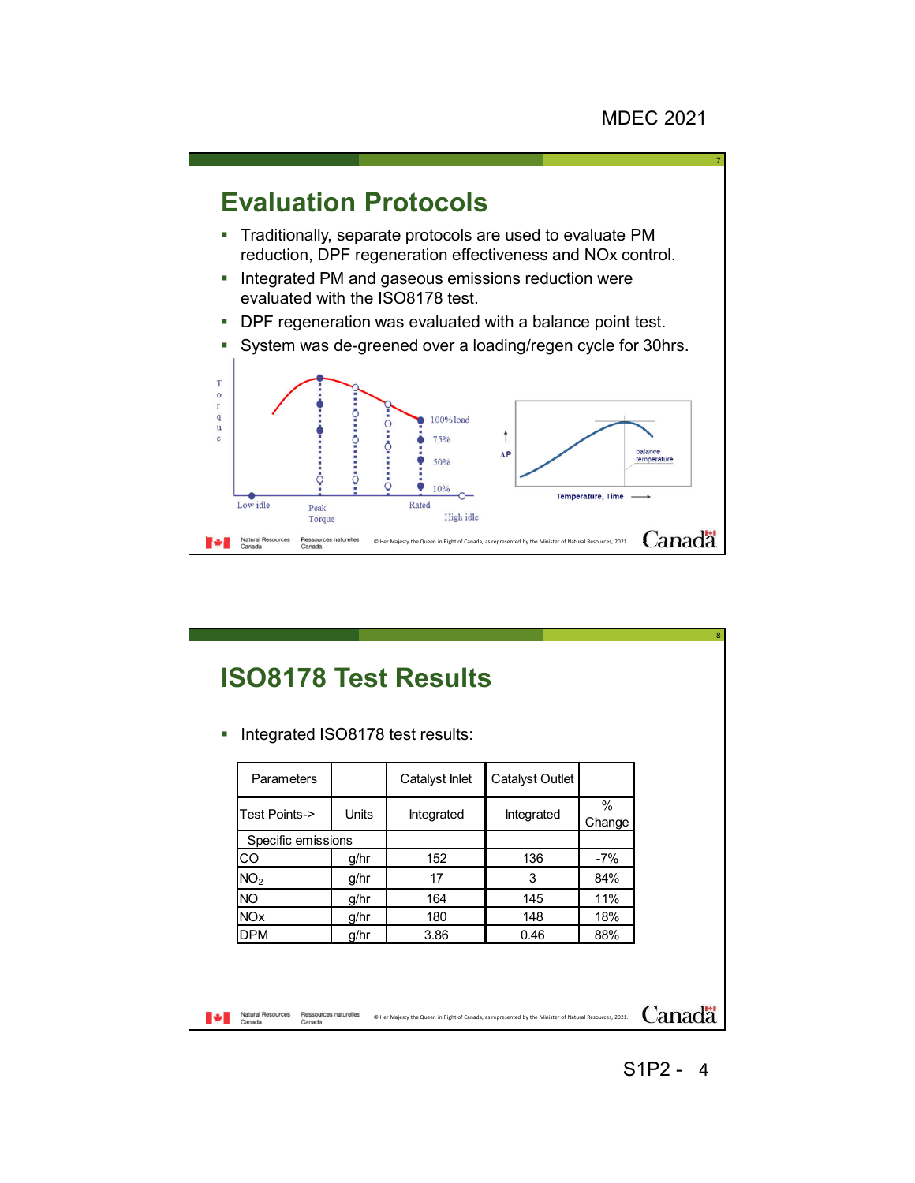## Evaluation Protocols

- Traditionally, separate protocols are used to evaluate PM reduction, DPF regeneration effectiveness and NOx control.
- Integrated PM and gaseous emissions reduction were evaluated with the ISO8178 test.
- DPF regeneration was evaluated with a balance point test.
- System was de-greened over a loading/regen cycle for 30hrs.

## ISO8178 Test Results

- Integrated ISO8178 test results:

| Parameters | | Catalyst Inlet | Catalyst Outlet | |
|---|---|---|---|---|
| Test Points-> | Units | Integrated | Integrated | % Change |
| Specific emissions | | | | |
| CO | g/hr | 152 | 136 | -7% |
| $NO_2$ | g/hr | 17 | 3 | 84% |
| NO | g/hr | 164 | 145 | 11% |
| NOx | g/hr | 180 | 148 | 18% |
| DPM | g/hr | 3.86 | 0.46 | 88% |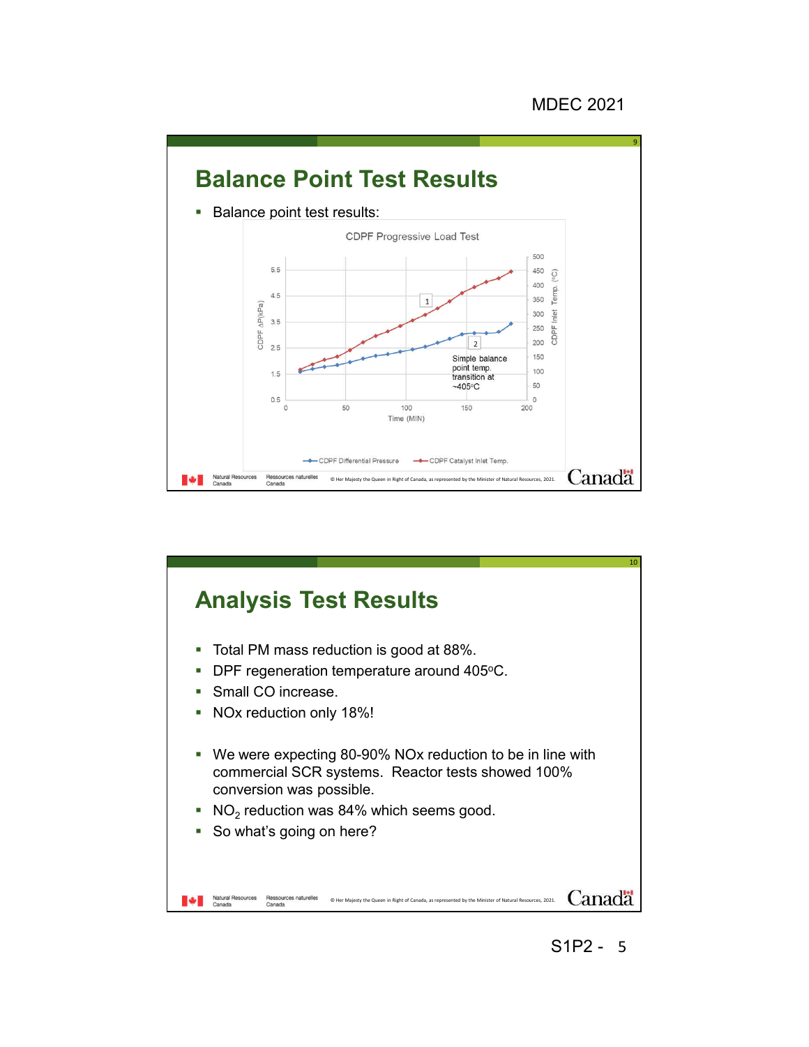## Balance Point Test Results

- Balance point test results:

CDPF Progressive Load Test

Simple balance point temp. transition at ~405°C

CDPF Differential Pressure — CDPF Catalyst Inlet Temp.

## Analysis Test Results

- Total PM mass reduction is good at 88%.
- DPF regeneration temperature around 405°C.
- Small CO increase.
- NOx reduction only 18%!

- We were expecting 80-90% NOx reduction to be in line with commercial SCR systems. Reactor tests showed 100% conversion was possible.
- $NO_2$ reduction was 84% which seems good.
- So what's going on here?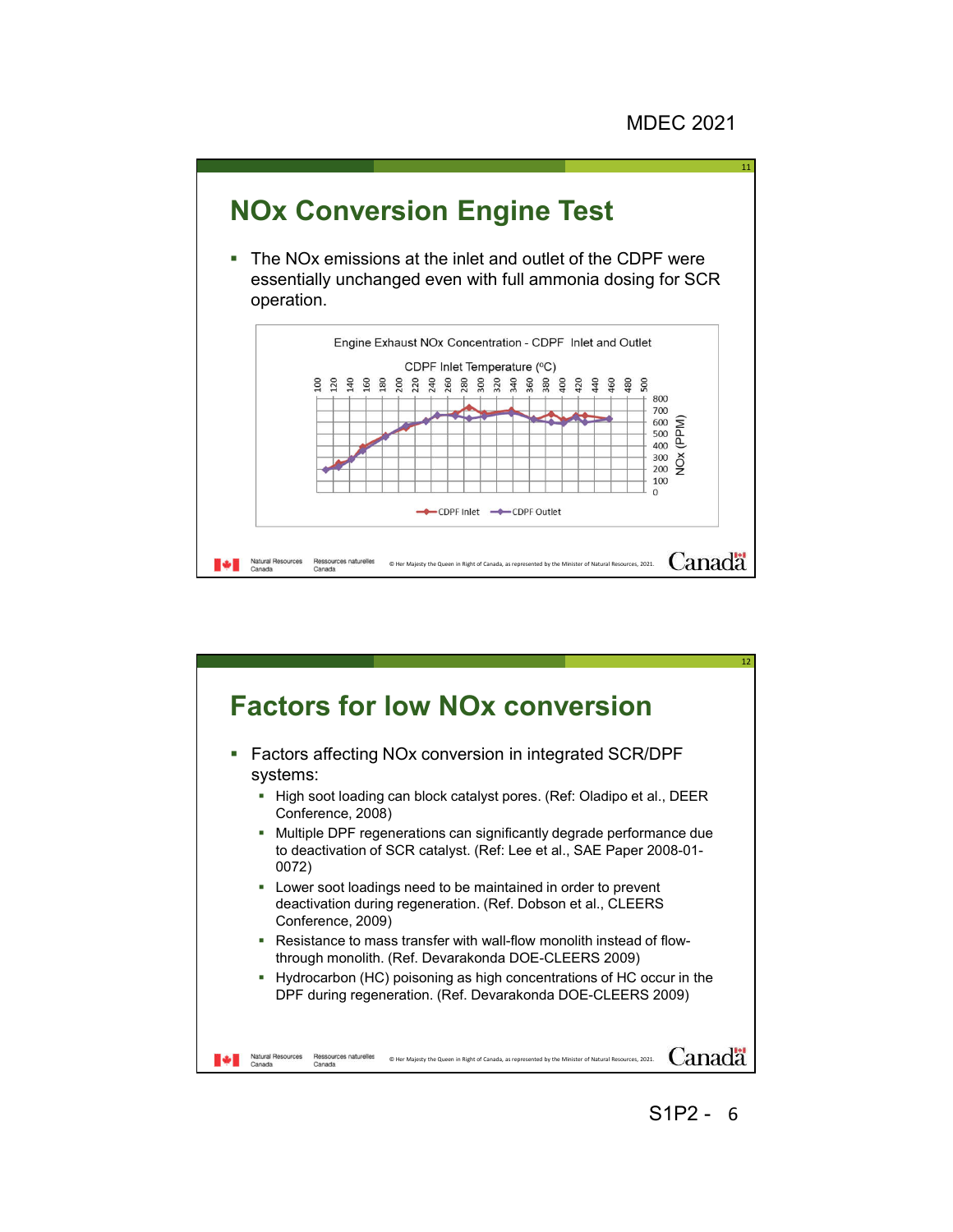## NOx Conversion Engine Test

- The NOx emissions at the inlet and outlet of the CDPF were essentially unchanged even with full ammonia dosing for SCR operation.

Engine Exhaust NOx Concentration - CDPF Inlet and Outlet

CDPF Inlet Temperature (°C)

CDPF Inlet — CDPF Outlet

NOx (PPM)

## Factors for low NOx conversion

- Factors affecting NOx conversion in integrated SCR/DPF systems:
  - High soot loading can block catalyst pores. (Ref: Oladipo et al., DEER Conference, 2008)
  - Multiple DPF regenerations can significantly degrade performance due to deactivation of SCR catalyst. (Ref: Lee et al., SAE Paper 2008-01-0072)
  - Lower soot loadings need to be maintained in order to prevent deactivation during regeneration. (Ref. Dobson et al., CLEERS Conference, 2009)
  - Resistance to mass transfer with wall-flow monolith instead of flow-through monolith. (Ref. Devarakonda DOE-CLEERS 2009)
  - Hydrocarbon (HC) poisoning as high concentrations of HC occur in the DPF during regeneration. (Ref. Devarakonda DOE-CLEERS 2009)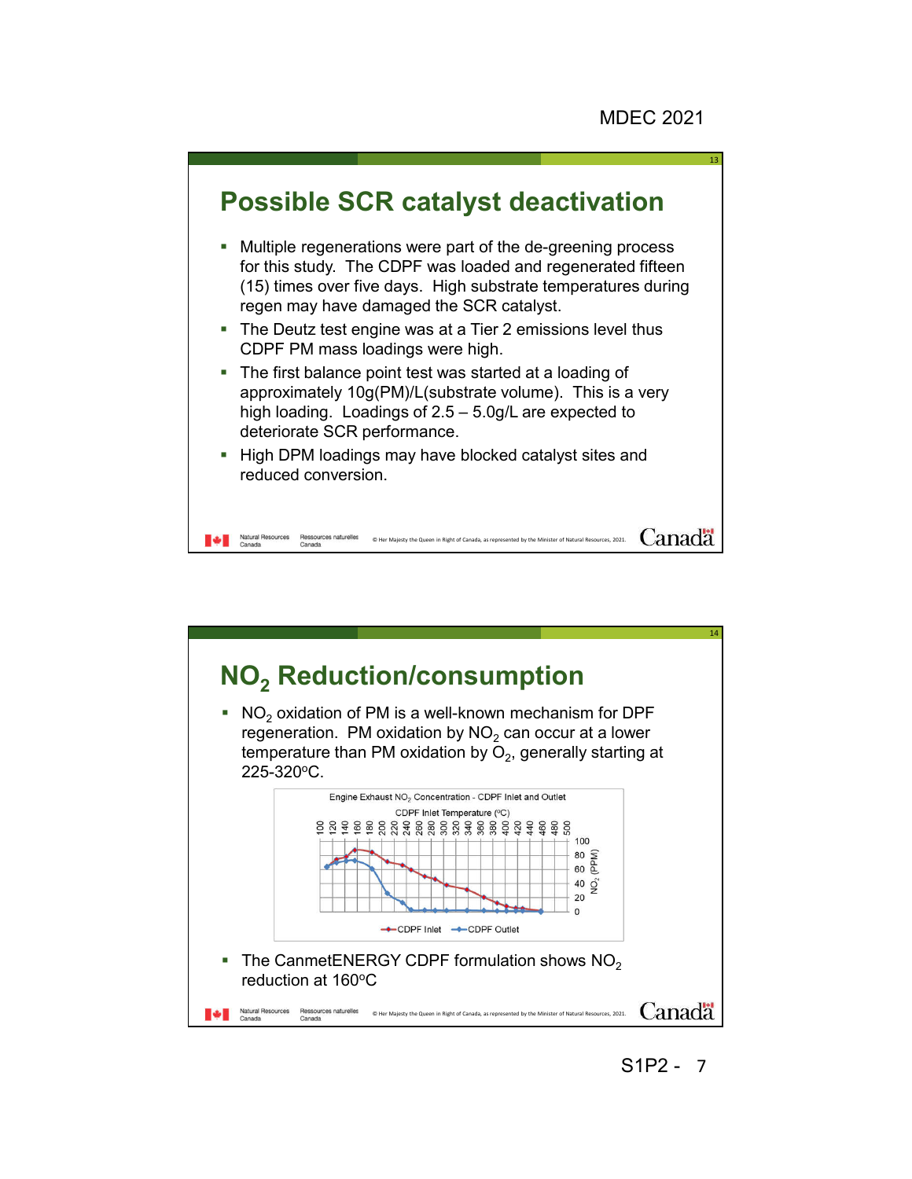## Possible SCR catalyst deactivation

- Multiple regenerations were part of the de-greening process for this study. The CDPF was loaded and regenerated fifteen (15) times over five days. High substrate temperatures during regen may have damaged the SCR catalyst.
- The Deutz test engine was at a Tier 2 emissions level thus CDPF PM mass loadings were high.
- The first balance point test was started at a loading of approximately 10g(PM)/L(substrate volume). This is a very high loading. Loadings of 2.5 – 5.0g/L are expected to deteriorate SCR performance.
- High DPM loadings may have blocked catalyst sites and reduced conversion.

## $NO_2$ Reduction/consumption

- $NO_2$ oxidation of PM is a well-known mechanism for DPF regeneration. PM oxidation by $NO_2$ can occur at a lower temperature than PM oxidation by $O_2$, generally starting at 225-320°C.

Engine Exhaust $NO_2$ Concentration - CDPF Inlet and Outlet

CDPF Inlet Temperature (°C)

CDPF Inlet — CDPF Outlet

- The CanmetENERGY CDPF formulation shows $NO_2$ reduction at 160°C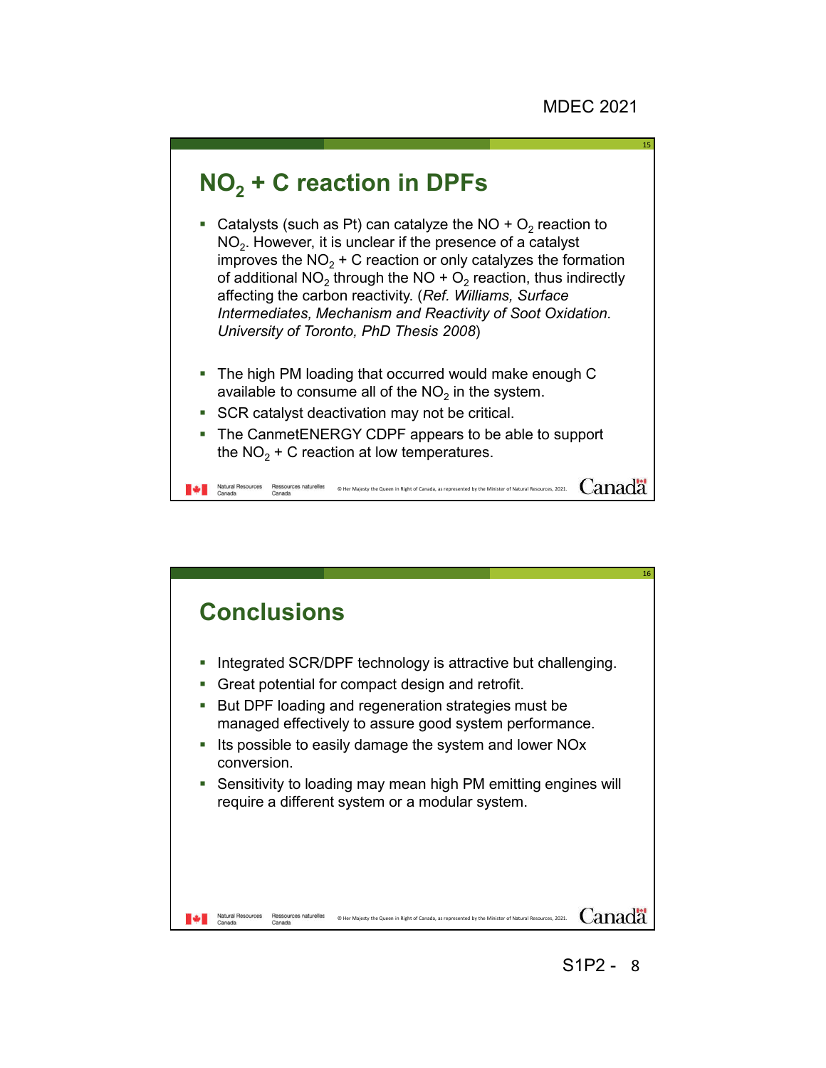## $NO_2$ + C reaction in DPFs

- Catalysts (such as Pt) can catalyze the NO + $O_2$ reaction to $NO_2$. However, it is unclear if the presence of a catalyst improves the $NO_2$ + C reaction or only catalyzes the formation of additional $NO_2$ through the NO + $O_2$ reaction, thus indirectly affecting the carbon reactivity. (*Ref. Williams, Surface Intermediates, Mechanism and Reactivity of Soot Oxidation. University of Toronto, PhD Thesis 2008*)

- The high PM loading that occurred would make enough C available to consume all of the $NO_2$ in the system.
- SCR catalyst deactivation may not be critical.
- The CanmetENERGY CDPF appears to be able to support the $NO_2$ + C reaction at low temperatures.

## Conclusions

- Integrated SCR/DPF technology is attractive but challenging.
- Great potential for compact design and retrofit.
- But DPF loading and regeneration strategies must be managed effectively to assure good system performance.
- Its possible to easily damage the system and lower NOx conversion.
- Sensitivity to loading may mean high PM emitting engines will require a different system or a modular system.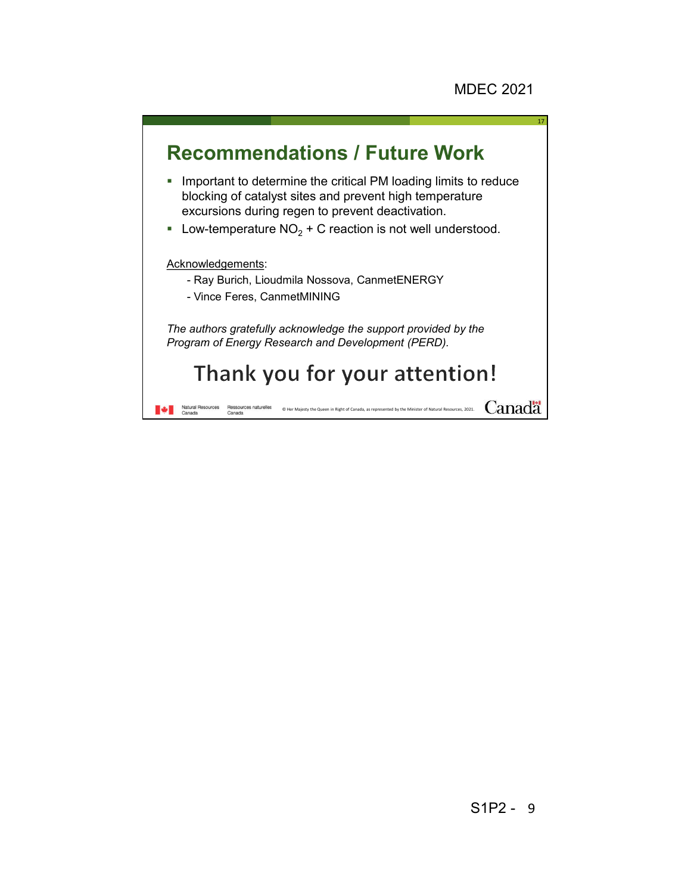## Recommendations / Future Work

- Important to determine the critical PM loading limits to reduce blocking of catalyst sites and prevent high temperature excursions during regen to prevent deactivation.
- Low-temperature $NO_2$ + C reaction is not well understood.

Acknowledgements:

- Ray Burich, Lioudmila Nossova, CanmetENERGY
- Vince Feres, CanmetMINING

*The authors gratefully acknowledge the support provided by the Program of Energy Research and Development (PERD).*

Thank you for your attention!

Natural Resources Canada Ressources naturelles Canada

© Her Majesty the Queen in Right of Canada, as represented by the Minister of Natural Resources, 2021.

Canada